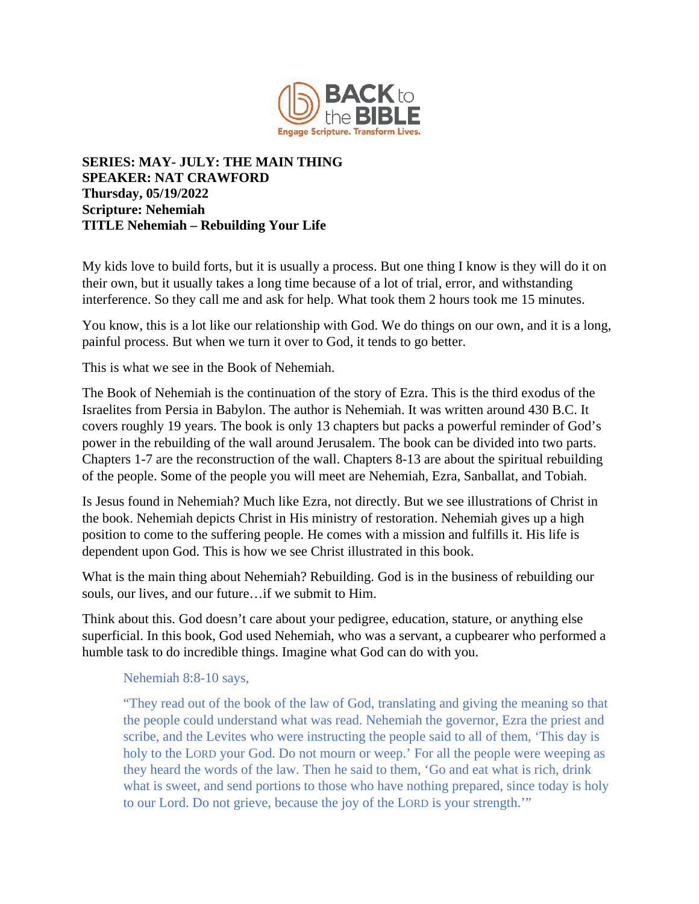**SERIES: MAY- JULY: THE MAIN THING**
**SPEAKER: NAT CRAWFORD**
**Thursday, 05/19/2022**
**Scripture: Nehemiah**
**TITLE Nehemiah – Rebuilding Your Life**

My kids love to build forts, but it is usually a process. But one thing I know is they will do it on their own, but it usually takes a long time because of a lot of trial, error, and withstanding interference. So they call me and ask for help. What took them 2 hours took me 15 minutes.

You know, this is a lot like our relationship with God. We do things on our own, and it is a long, painful process. But when we turn it over to God, it tends to go better.

This is what we see in the Book of Nehemiah.

The Book of Nehemiah is the continuation of the story of Ezra. This is the third exodus of the Israelites from Persia in Babylon. The author is Nehemiah. It was written around 430 B.C. It covers roughly 19 years. The book is only 13 chapters but packs a powerful reminder of God's power in the rebuilding of the wall around Jerusalem. The book can be divided into two parts. Chapters 1-7 are the reconstruction of the wall. Chapters 8-13 are about the spiritual rebuilding of the people. Some of the people you will meet are Nehemiah, Ezra, Sanballat, and Tobiah.

Is Jesus found in Nehemiah? Much like Ezra, not directly. But we see illustrations of Christ in the book. Nehemiah depicts Christ in His ministry of restoration. Nehemiah gives up a high position to come to the suffering people. He comes with a mission and fulfills it. His life is dependent upon God. This is how we see Christ illustrated in this book.

What is the main thing about Nehemiah? Rebuilding. God is in the business of rebuilding our souls, our lives, and our future…if we submit to Him.

Think about this. God doesn't care about your pedigree, education, stature, or anything else superficial. In this book, God used Nehemiah, who was a servant, a cupbearer who performed a humble task to do incredible things. Imagine what God can do with you.

> Nehemiah 8:8-10 says,
>
> "They read out of the book of the law of God, translating and giving the meaning so that the people could understand what was read. Nehemiah the governor, Ezra the priest and scribe, and the Levites who were instructing the people said to all of them, 'This day is holy to the LORD your God. Do not mourn or weep.' For all the people were weeping as they heard the words of the law. Then he said to them, 'Go and eat what is rich, drink what is sweet, and send portions to those who have nothing prepared, since today is holy to our Lord. Do not grieve, because the joy of the LORD is your strength.'"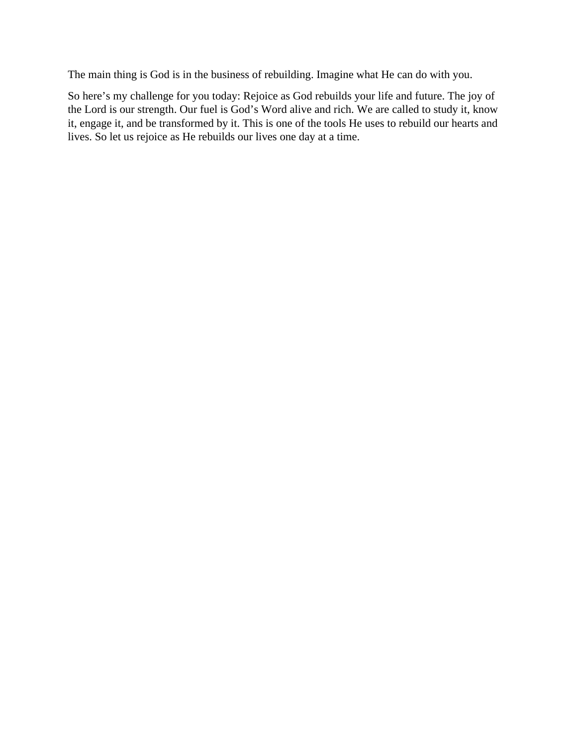The main thing is God is in the business of rebuilding. Imagine what He can do with you.

So here’s my challenge for you today: Rejoice as God rebuilds your life and future. The joy of the Lord is our strength. Our fuel is God’s Word alive and rich. We are called to study it, know it, engage it, and be transformed by it. This is one of the tools He uses to rebuild our hearts and lives. So let us rejoice as He rebuilds our lives one day at a time.